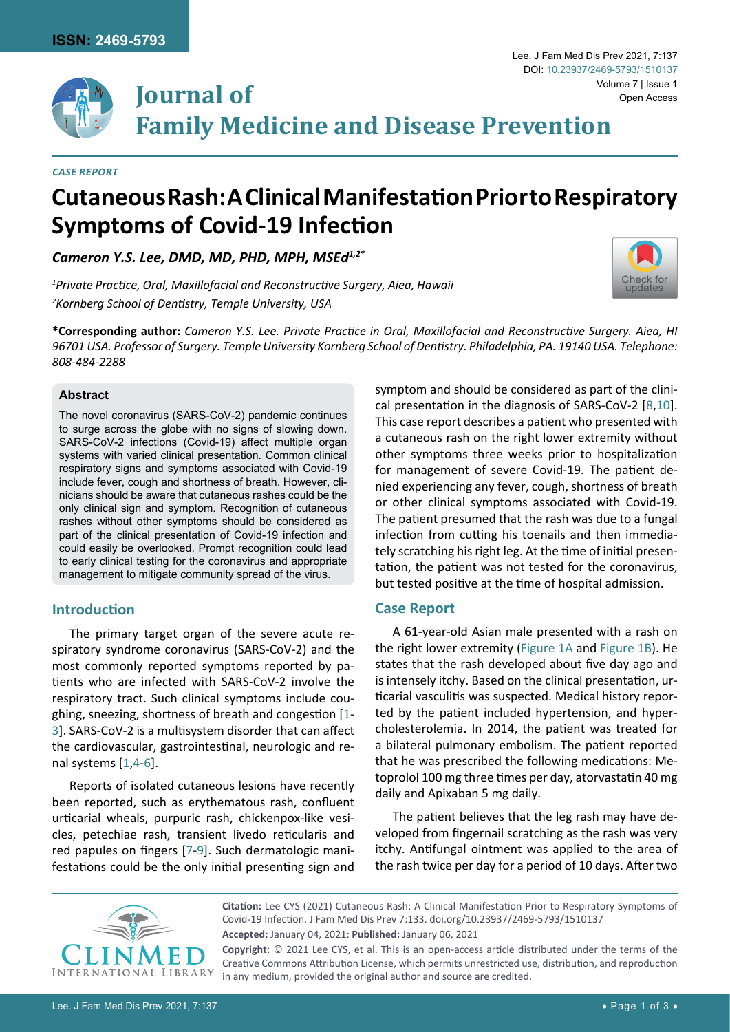ISSN: 2469-5793

# Journal of Family Medicine and Disease Prevention

*CASE REPORT*

# Cutaneous Rash: A Clinical Manifestation Prior to Respiratory Symptoms of Covid-19 Infection

***Cameron Y.S. Lee, DMD, MD, PHD, MPH, MSEd[1,2*]***

*[1]Private Practice, Oral, Maxillofacial and Reconstructive Surgery, Aiea, Hawaii*
*[2]Kornberg School of Dentistry, Temple University, USA*

**\*Corresponding author:** *Cameron Y.S. Lee. Private Practice in Oral, Maxillofacial and Reconstructive Surgery. Aiea, HI 96701 USA. Professor of Surgery. Temple University Kornberg School of Dentistry. Philadelphia, PA. 19140 USA. Telephone: 808-484-2288*

### Abstract

The novel coronavirus (SARS-CoV-2) pandemic continues to surge across the globe with no signs of slowing down. SARS-CoV-2 infections (Covid-19) affect multiple organ systems with varied clinical presentation. Common clinical respiratory signs and symptoms associated with Covid-19 include fever, cough and shortness of breath. However, clinicians should be aware that cutaneous rashes could be the only clinical sign and symptom. Recognition of cutaneous rashes without other symptoms should be considered as part of the clinical presentation of Covid-19 infection and could easily be overlooked. Prompt recognition could lead to early clinical testing for the coronavirus and appropriate management to mitigate community spread of the virus.

## Introduction

The primary target organ of the severe acute respiratory syndrome coronavirus (SARS-CoV-2) and the most commonly reported symptoms reported by patients who are infected with SARS-CoV-2 involve the respiratory tract. Such clinical symptoms include coughing, sneezing, shortness of breath and congestion [1-3]. SARS-CoV-2 is a multisystem disorder that can affect the cardiovascular, gastrointestinal, neurologic and renal systems [1,4-6].

Reports of isolated cutaneous lesions have recently been reported, such as erythematous rash, confluent urticarial wheals, purpuric rash, chickenpox-like vesicles, petechiae rash, transient livedo reticularis and red papules on fingers [7-9]. Such dermatologic manifestations could be the only initial presenting sign and symptom and should be considered as part of the clinical presentation in the diagnosis of SARS-CoV-2 [8,10]. This case report describes a patient who presented with a cutaneous rash on the right lower extremity without other symptoms three weeks prior to hospitalization for management of severe Covid-19. The patient denied experiencing any fever, cough, shortness of breath or other clinical symptoms associated with Covid-19. The patient presumed that the rash was due to a fungal infection from cutting his toenails and then immediately scratching his right leg. At the time of initial presentation, the patient was not tested for the coronavirus, but tested positive at the time of hospital admission.

## Case Report

A 61-year-old Asian male presented with a rash on the right lower extremity (Figure 1A and Figure 1B). He states that the rash developed about five day ago and is intensely itchy. Based on the clinical presentation, urticarial vasculitis was suspected. Medical history reported by the patient included hypertension, and hypercholesterolemia. In 2014, the patient was treated for a bilateral pulmonary embolism. The patient reported that he was prescribed the following medications: Metoprolol 100 mg three times per day, atorvastatin 40 mg daily and Apixaban 5 mg daily.

The patient believes that the leg rash may have developed from fingernail scratching as the rash was very itchy. Antifungal ointment was applied to the area of the rash twice per day for a period of 10 days. After two

**Citation:** Lee CYS (2021) Cutaneous Rash: A Clinical Manifestation Prior to Respiratory Symptoms of Covid-19 Infection. J Fam Med Dis Prev 7:133. doi.org/10.23937/2469-5793/1510137

**Accepted:** January 04, 2021: **Published:** January 06, 2021

**Copyright:** © 2021 Lee CYS, et al. This is an open-access article distributed under the terms of the Creative Commons Attribution License, which permits unrestricted use, distribution, and reproduction in any medium, provided the original author and source are credited.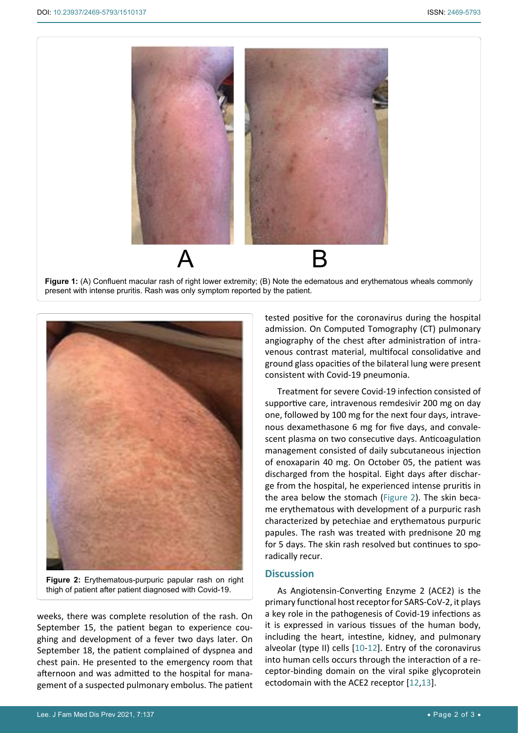**Figure 1:** (A) Confluent macular rash of right lower extremity; (B) Note the edematous and erythematous wheals commonly present with intense pruritis. Rash was only symptom reported by the patient.

**Figure 2:** Erythematous-purpuric papular rash on right thigh of patient after patient diagnosed with Covid-19.

weeks, there was complete resolution of the rash. On September 15, the patient began to experience coughing and development of a fever two days later. On September 18, the patient complained of dyspnea and chest pain. He presented to the emergency room that afternoon and was admitted to the hospital for management of a suspected pulmonary embolus. The patient tested positive for the coronavirus during the hospital admission. On Computed Tomography (CT) pulmonary angiography of the chest after administration of intravenous contrast material, multifocal consolidative and ground glass opacities of the bilateral lung were present consistent with Covid-19 pneumonia.

Treatment for severe Covid-19 infection consisted of supportive care, intravenous remdesivir 200 mg on day one, followed by 100 mg for the next four days, intravenous dexamethasone 6 mg for five days, and convalescent plasma on two consecutive days. Anticoagulation management consisted of daily subcutaneous injection of enoxaparin 40 mg. On October 05, the patient was discharged from the hospital. Eight days after discharge from the hospital, he experienced intense pruritis in the area below the stomach (Figure 2). The skin became erythematous with development of a purpuric rash characterized by petechiae and erythematous purpuric papules. The rash was treated with prednisone 20 mg for 5 days. The skin rash resolved but continues to sporadically recur.

## Discussion

As Angiotensin-Converting Enzyme 2 (ACE2) is the primary functional host receptor for SARS-CoV-2, it plays a key role in the pathogenesis of Covid-19 infections as it is expressed in various tissues of the human body, including the heart, intestine, kidney, and pulmonary alveolar (type II) cells [10-12]. Entry of the coronavirus into human cells occurs through the interaction of a receptor-binding domain on the viral spike glycoprotein ectodomain with the ACE2 receptor [12,13].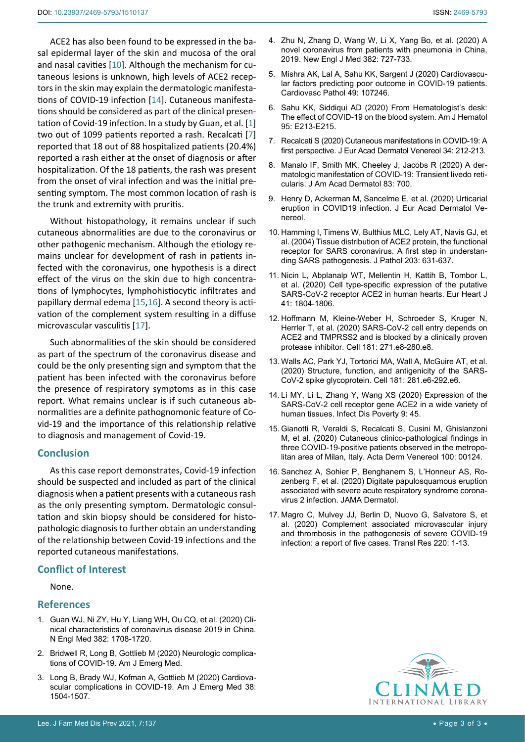ACE2 has also been found to be expressed in the basal epidermal layer of the skin and mucosa of the oral and nasal cavities [10]. Although the mechanism for cutaneous lesions is unknown, high levels of ACE2 receptors in the skin may explain the dermatologic manifestations of COVID-19 infection [14]. Cutaneous manifestations should be considered as part of the clinical presentation of Covid-19 infection. In a study by Guan, et al. [1] two out of 1099 patients reported a rash. Recalcati [7] reported that 18 out of 88 hospitalized patients (20.4%) reported a rash either at the onset of diagnosis or after hospitalization. Of the 18 patients, the rash was present from the onset of viral infection and was the initial presenting symptom. The most common location of rash is the trunk and extremity with pruritis.

Without histopathology, it remains unclear if such cutaneous abnormalities are due to the coronavirus or other pathogenic mechanism. Although the etiology remains unclear for development of rash in patients infected with the coronavirus, one hypothesis is a direct effect of the virus on the skin due to high concentrations of lymphocytes, lymphohistiocytic infiltrates and papillary dermal edema [15,16]. A second theory is activation of the complement system resulting in a diffuse microvascular vasculitis [17].

Such abnormalities of the skin should be considered as part of the spectrum of the coronavirus disease and could be the only presenting sign and symptom that the patient has been infected with the coronavirus before the presence of respiratory symptoms as in this case report. What remains unclear is if such cutaneous abnormalities are a definite pathognomonic feature of Covid-19 and the importance of this relationship relative to diagnosis and management of Covid-19.

## Conclusion

As this case report demonstrates, Covid-19 infection should be suspected and included as part of the clinical diagnosis when a patient presents with a cutaneous rash as the only presenting symptom. Dermatologic consultation and skin biopsy should be considered for histopathologic diagnosis to further obtain an understanding of the relationship between Covid-19 infections and the reported cutaneous manifestations.

## Conflict of Interest

None.

## References

1. Guan WJ, Ni ZY, Hu Y, Liang WH, Ou CQ, et al. (2020) Clinical characteristics of coronavirus disease 2019 in China. N Engl Med 382: 1708-1720.
2. Bridwell R, Long B, Gottlieb M (2020) Neurologic complications of COVID-19. Am J Emerg Med.
3. Long B, Brady WJ, Kofman A, Gottlieb M (2020) Cardiovascular complications in COVID-19. Am J Emerg Med 38: 1504-1507.
4. Zhu N, Zhang D, Wang W, Li X, Yang Bo, et al. (2020) A novel coronavirus from patients with pneumonia in China, 2019. New Engl J Med 382: 727-733.
5. Mishra AK, Lal A, Sahu KK, Sargent J (2020) Cardiovascular factors predicting poor outcome in COVID-19 patients. Cardiovasc Pathol 49: 107246.
6. Sahu KK, Siddiqui AD (2020) From Hematologist's desk: The effect of COVID-19 on the blood system. Am J Hematol 95: E213-E215.
7. Recalcati S (2020) Cutaneous manifestations in COVID-19: A first perspective. J Eur Acad Dermatol Venereol 34: 212-213.
8. Manalo IF, Smith MK, Cheeley J, Jacobs R (2020) A dermatologic manifestation of COVID-19: Transient livedo reticularis. J Am Acad Dermatol 83: 700.
9. Henry D, Ackerman M, Sancelme E, et al. (2020) Urticarial eruption in COVID19 infection. J Eur Acad Dermatol Venereol.
10. Hamming I, Timens W, Bulthius MLC, Lely AT, Navis GJ, et al. (2004) Tissue distribution of ACE2 protein, the functional receptor for SARS coronavirus. A first step in understanding SARS pathogenesis. J Pathol 203: 631-637.
11. Nicin L, Abplanalp WT, Mellentin H, Kattih B, Tombor L, et al. (2020) Cell type-specific expression of the putative SARS-CoV-2 receptor ACE2 in human hearts. Eur Heart J 41: 1804-1806.
12. Hoffmann M, Kleine-Weber H, Schroeder S, Kruger N, Herrler T, et al. (2020) SARS-CoV-2 cell entry depends on ACE2 and TMPRSS2 and is blocked by a clinically proven protease inhibitor. Cell 181: 271.e8-280.e8.
13. Walls AC, Park YJ, Tortorici MA, Wall A, McGuire AT, et al. (2020) Structure, function, and antigenicity of the SARS-CoV-2 spike glycoprotein. Cell 181: 281.e6-292.e6.
14. Li MY, Li L, Zhang Y, Wang XS (2020) Expression of the SARS-CoV-2 cell receptor gene ACE2 in a wide variety of human tissues. Infect Dis Poverty 9: 45.
15. Gianotti R, Veraldi S, Recalcati S, Cusini M, Ghislanzoni M, et al. (2020) Cutaneous clinico-pathological findings in three COVID-19-positive patients observed in the metropolitan area of Milan, Italy. Acta Derm Venereol 100: 00124.
16. Sanchez A, Sohier P, Benghanem S, L'Honneur AS, Rozenberg F, et al. (2020) Digitate papulosquamous eruption associated with severe acute respiratory syndrome coronavirus 2 infection. JAMA Dermatol.
17. Magro C, Mulvey JJ, Berlin D, Nuovo G, Salvatore S, et al. (2020) Complement associated microvascular injury and thrombosis in the pathogenesis of severe COVID-19 infection: a report of five cases. Transl Res 220: 1-13.